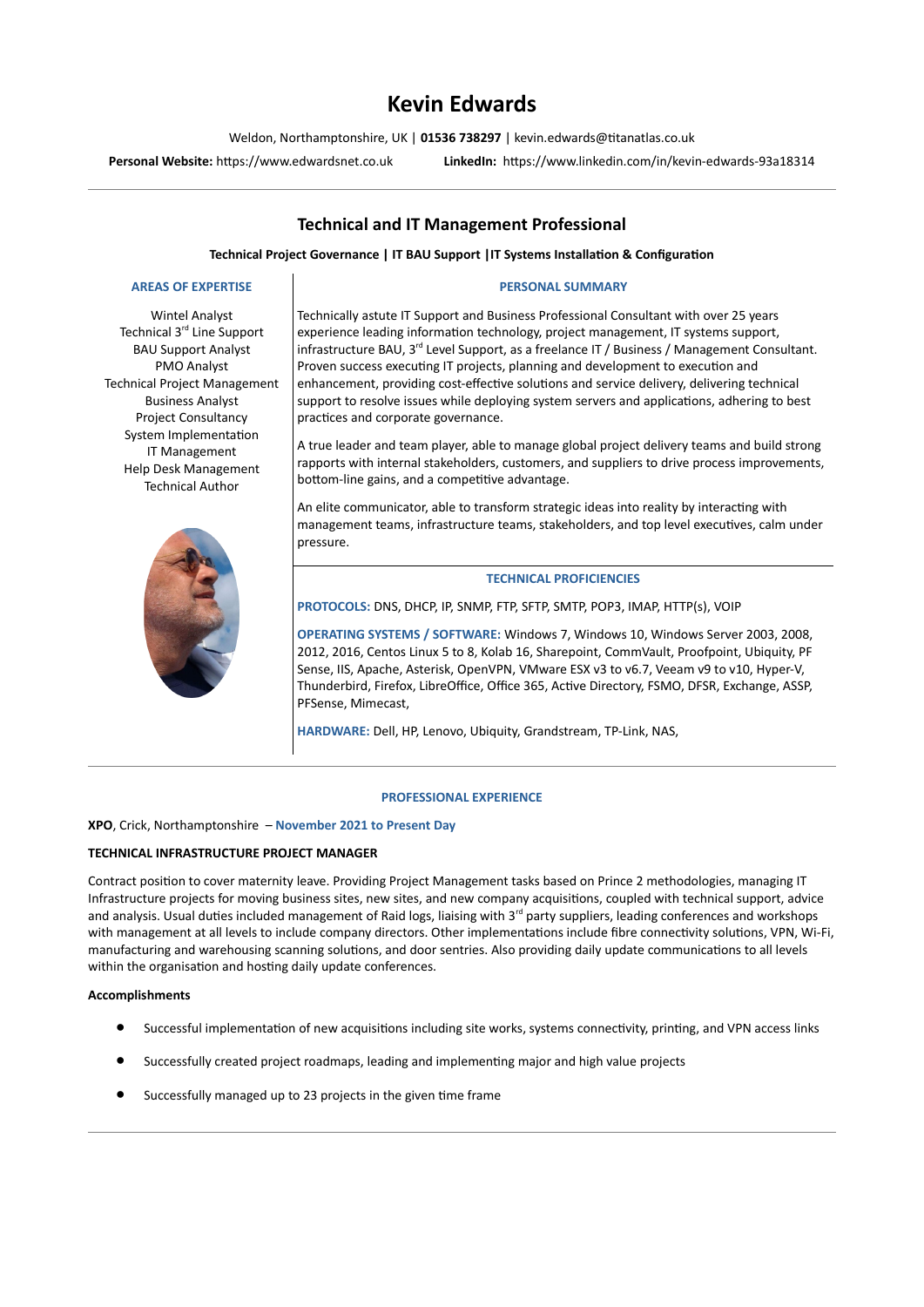# Kevin Edwards

Weldon, Northamptonshire, UK | **01536 738297** | kevin.edwards@titanatlas.co.uk

**Personal Website:** https://www.edwardsnet.co.uk **LinkedIn:** https://www.linkedin.com/in/kevin-edwards-93a18314

---

## Technical and IT Management Professional

**Technical Project Governance | IT BAU Support |IT Systems Installation & Configuration**

### AREAS OF EXPERTISE

Wintel Analyst
Technical 3rd Line Support
BAU Support Analyst
PMO Analyst
Technical Project Management
Business Analyst
Project Consultancy
System Implementation
IT Management
Help Desk Management
Technical Author

### PERSONAL SUMMARY

Technically astute IT Support and Business Professional Consultant with over 25 years experience leading information technology, project management, IT systems support, infrastructure BAU, 3rd Level Support, as a freelance IT / Business / Management Consultant. Proven success executing IT projects, planning and development to execution and enhancement, providing cost-effective solutions and service delivery, delivering technical support to resolve issues while deploying system servers and applications, adhering to best practices and corporate governance.

A true leader and team player, able to manage global project delivery teams and build strong rapports with internal stakeholders, customers, and suppliers to drive process improvements, bottom-line gains, and a competitive advantage.

An elite communicator, able to transform strategic ideas into reality by interacting with management teams, infrastructure teams, stakeholders, and top level executives, calm under pressure.

### TECHNICAL PROFICIENCIES

**PROTOCOLS:** DNS, DHCP, IP, SNMP, FTP, SFTP, SMTP, POP3, IMAP, HTTP(s), VOIP

**OPERATING SYSTEMS / SOFTWARE:** Windows 7, Windows 10, Windows Server 2003, 2008, 2012, 2016, Centos Linux 5 to 8, Kolab 16, Sharepoint, CommVault, Proofpoint, Ubiquity, PF Sense, IIS, Apache, Asterisk, OpenVPN, VMware ESX v3 to v6.7, Veeam v9 to v10, Hyper-V, Thunderbird, Firefox, LibreOffice, Office 365, Active Directory, FSMO, DFSR, Exchange, ASSP, PFSense, Mimecast,

**HARDWARE:** Dell, HP, Lenovo, Ubiquity, Grandstream, TP-Link, NAS,

---

### PROFESSIONAL EXPERIENCE

**XPO**, Crick, Northamptonshire – **November 2021 to Present Day**

**TECHNICAL INFRASTRUCTURE PROJECT MANAGER**

Contract position to cover maternity leave. Providing Project Management tasks based on Prince 2 methodologies, managing IT Infrastructure projects for moving business sites, new sites, and new company acquisitions, coupled with technical support, advice and analysis. Usual duties included management of Raid logs, liaising with 3rd party suppliers, leading conferences and workshops with management at all levels to include company directors. Other implementations include fibre connectivity solutions, VPN, Wi-Fi, manufacturing and warehousing scanning solutions, and door sentries. Also providing daily update communications to all levels within the organisation and hosting daily update conferences.

**Accomplishments**

- Successful implementation of new acquisitions including site works, systems connectivity, printing, and VPN access links
- Successfully created project roadmaps, leading and implementing major and high value projects
- Successfully managed up to 23 projects in the given time frame

---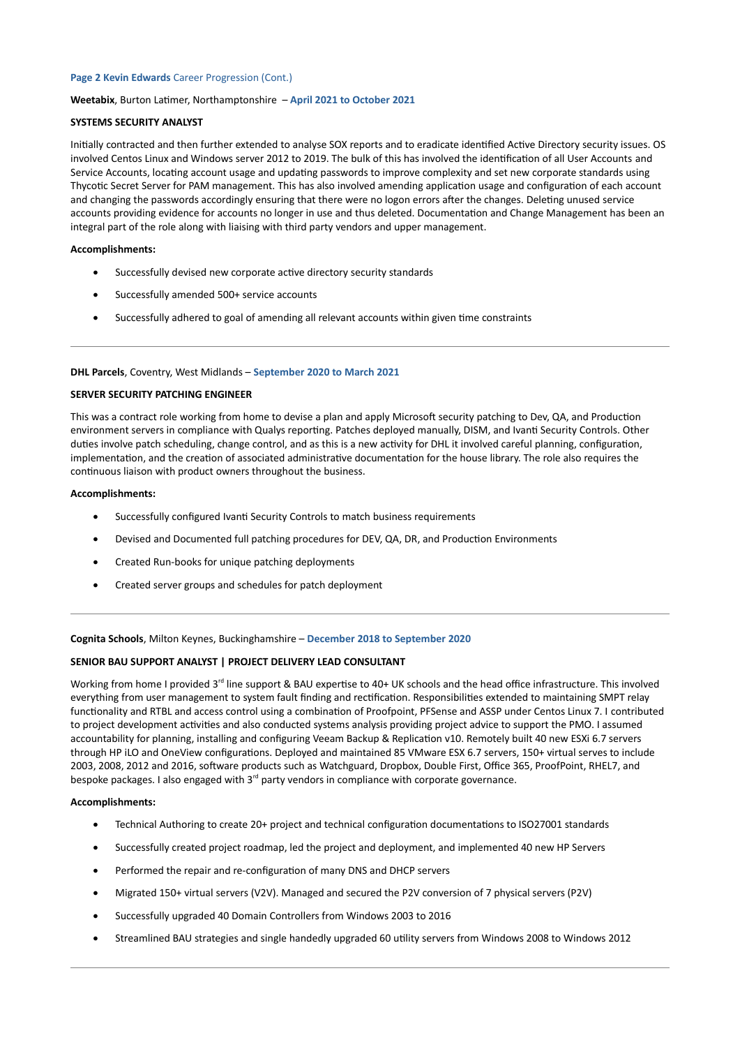**Weetabix**, Burton Latimer, Northamptonshire – **April 2021 to October 2021**

**SYSTEMS SECURITY ANALYST**

Initially contracted and then further extended to analyse SOX reports and to eradicate identified Active Directory security issues. OS involved Centos Linux and Windows server 2012 to 2019. The bulk of this has involved the identification of all User Accounts and Service Accounts, locating account usage and updating passwords to improve complexity and set new corporate standards using Thycotic Secret Server for PAM management. This has also involved amending application usage and configuration of each account and changing the passwords accordingly ensuring that there were no logon errors after the changes. Deleting unused service accounts providing evidence for accounts no longer in use and thus deleted. Documentation and Change Management has been an integral part of the role along with liaising with third party vendors and upper management.

**Accomplishments:**

- Successfully devised new corporate active directory security standards
- Successfully amended 500+ service accounts
- Successfully adhered to goal of amending all relevant accounts within given time constraints

---

**DHL Parcels**, Coventry, West Midlands – **September 2020 to March 2021**

**SERVER SECURITY PATCHING ENGINEER**

This was a contract role working from home to devise a plan and apply Microsoft security patching to Dev, QA, and Production environment servers in compliance with Qualys reporting. Patches deployed manually, DISM, and Ivanti Security Controls. Other duties involve patch scheduling, change control, and as this is a new activity for DHL it involved careful planning, configuration, implementation, and the creation of associated administrative documentation for the house library. The role also requires the continuous liaison with product owners throughout the business.

**Accomplishments:**

- Successfully configured Ivanti Security Controls to match business requirements
- Devised and Documented full patching procedures for DEV, QA, DR, and Production Environments
- Created Run-books for unique patching deployments
- Created server groups and schedules for patch deployment

---

**Cognita Schools**, Milton Keynes, Buckinghamshire – **December 2018 to September 2020**

**SENIOR BAU SUPPORT ANALYST | PROJECT DELIVERY LEAD CONSULTANT**

Working from home I provided 3rd line support & BAU expertise to 40+ UK schools and the head office infrastructure. This involved everything from user management to system fault finding and rectification. Responsibilities extended to maintaining SMPT relay functionality and RTBL and access control using a combination of Proofpoint, PFSense and ASSP under Centos Linux 7. I contributed to project development activities and also conducted systems analysis providing project advice to support the PMO. I assumed accountability for planning, installing and configuring Veeam Backup & Replication v10. Remotely built 40 new ESXi 6.7 servers through HP iLO and OneView configurations. Deployed and maintained 85 VMware ESX 6.7 servers, 150+ virtual serves to include 2003, 2008, 2012 and 2016, software products such as Watchguard, Dropbox, Double First, Office 365, ProofPoint, RHEL7, and bespoke packages. I also engaged with 3rd party vendors in compliance with corporate governance.

**Accomplishments:**

- Technical Authoring to create 20+ project and technical configuration documentations to ISO27001 standards
- Successfully created project roadmap, led the project and deployment, and implemented 40 new HP Servers
- Performed the repair and re-configuration of many DNS and DHCP servers
- Migrated 150+ virtual servers (V2V). Managed and secured the P2V conversion of 7 physical servers (P2V)
- Successfully upgraded 40 Domain Controllers from Windows 2003 to 2016
- Streamlined BAU strategies and single handedly upgraded 60 utility servers from Windows 2008 to Windows 2012

---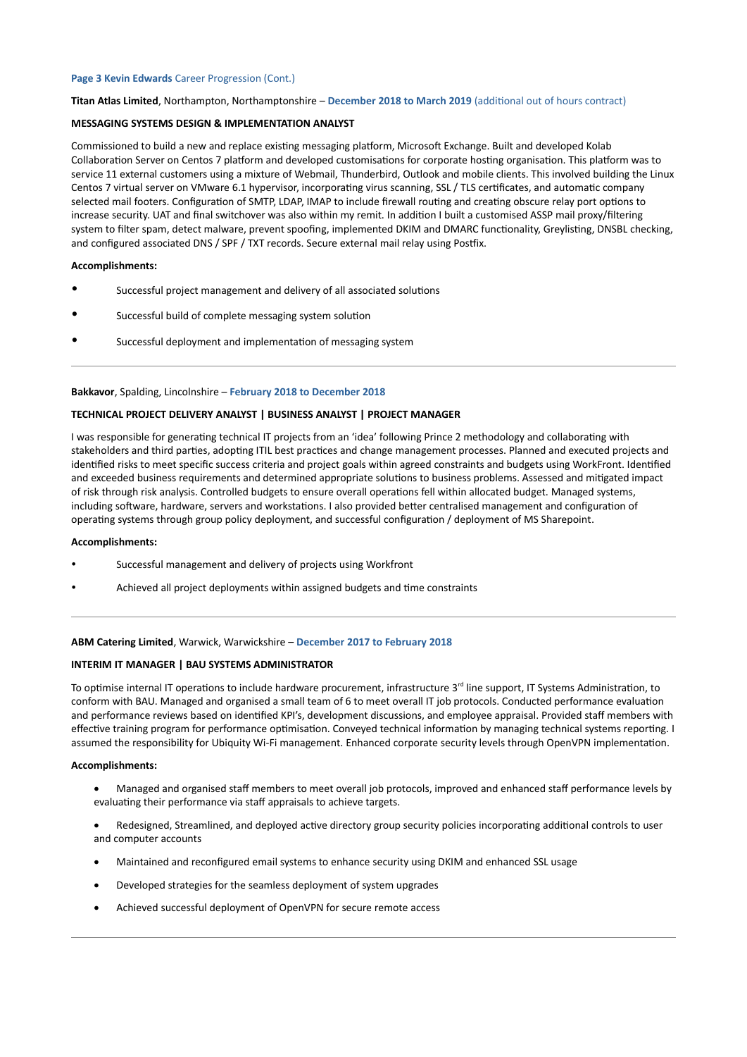**Titan Atlas Limited**, Northampton, Northamptonshire – **December 2018 to March 2019** (additional out of hours contract)

**MESSAGING SYSTEMS DESIGN & IMPLEMENTATION ANALYST**

Commissioned to build a new and replace existing messaging platform, Microsoft Exchange. Built and developed Kolab Collaboration Server on Centos 7 platform and developed customisations for corporate hosting organisation. This platform was to service 11 external customers using a mixture of Webmail, Thunderbird, Outlook and mobile clients. This involved building the Linux Centos 7 virtual server on VMware 6.1 hypervisor, incorporating virus scanning, SSL / TLS certificates, and automatic company selected mail footers. Configuration of SMTP, LDAP, IMAP to include firewall routing and creating obscure relay port options to increase security. UAT and final switchover was also within my remit. In addition I built a customised ASSP mail proxy/filtering system to filter spam, detect malware, prevent spoofing, implemented DKIM and DMARC functionality, Greylisting, DNSBL checking, and configured associated DNS / SPF / TXT records. Secure external mail relay using Postfix.

**Accomplishments:**

- Successful project management and delivery of all associated solutions
- Successful build of complete messaging system solution
- Successful deployment and implementation of messaging system

---

**Bakkavor**, Spalding, Lincolnshire – **February 2018 to December 2018**

**TECHNICAL PROJECT DELIVERY ANALYST | BUSINESS ANALYST | PROJECT MANAGER**

I was responsible for generating technical IT projects from an 'idea' following Prince 2 methodology and collaborating with stakeholders and third parties, adopting ITIL best practices and change management processes. Planned and executed projects and identified risks to meet specific success criteria and project goals within agreed constraints and budgets using WorkFront. Identified and exceeded business requirements and determined appropriate solutions to business problems. Assessed and mitigated impact of risk through risk analysis. Controlled budgets to ensure overall operations fell within allocated budget. Managed systems, including software, hardware, servers and workstations. I also provided better centralised management and configuration of operating systems through group policy deployment, and successful configuration / deployment of MS Sharepoint.

**Accomplishments:**

- Successful management and delivery of projects using Workfront
- Achieved all project deployments within assigned budgets and time constraints

---

**ABM Catering Limited**, Warwick, Warwickshire – **December 2017 to February 2018**

**INTERIM IT MANAGER | BAU SYSTEMS ADMINISTRATOR**

To optimise internal IT operations to include hardware procurement, infrastructure 3rd line support, IT Systems Administration, to conform with BAU. Managed and organised a small team of 6 to meet overall IT job protocols. Conducted performance evaluation and performance reviews based on identified KPI's, development discussions, and employee appraisal. Provided staff members with effective training program for performance optimisation. Conveyed technical information by managing technical systems reporting. I assumed the responsibility for Ubiquity Wi-Fi management. Enhanced corporate security levels through OpenVPN implementation.

**Accomplishments:**

- Managed and organised staff members to meet overall job protocols, improved and enhanced staff performance levels by evaluating their performance via staff appraisals to achieve targets.
- Redesigned, Streamlined, and deployed active directory group security policies incorporating additional controls to user and computer accounts
- Maintained and reconfigured email systems to enhance security using DKIM and enhanced SSL usage
- Developed strategies for the seamless deployment of system upgrades
- Achieved successful deployment of OpenVPN for secure remote access

---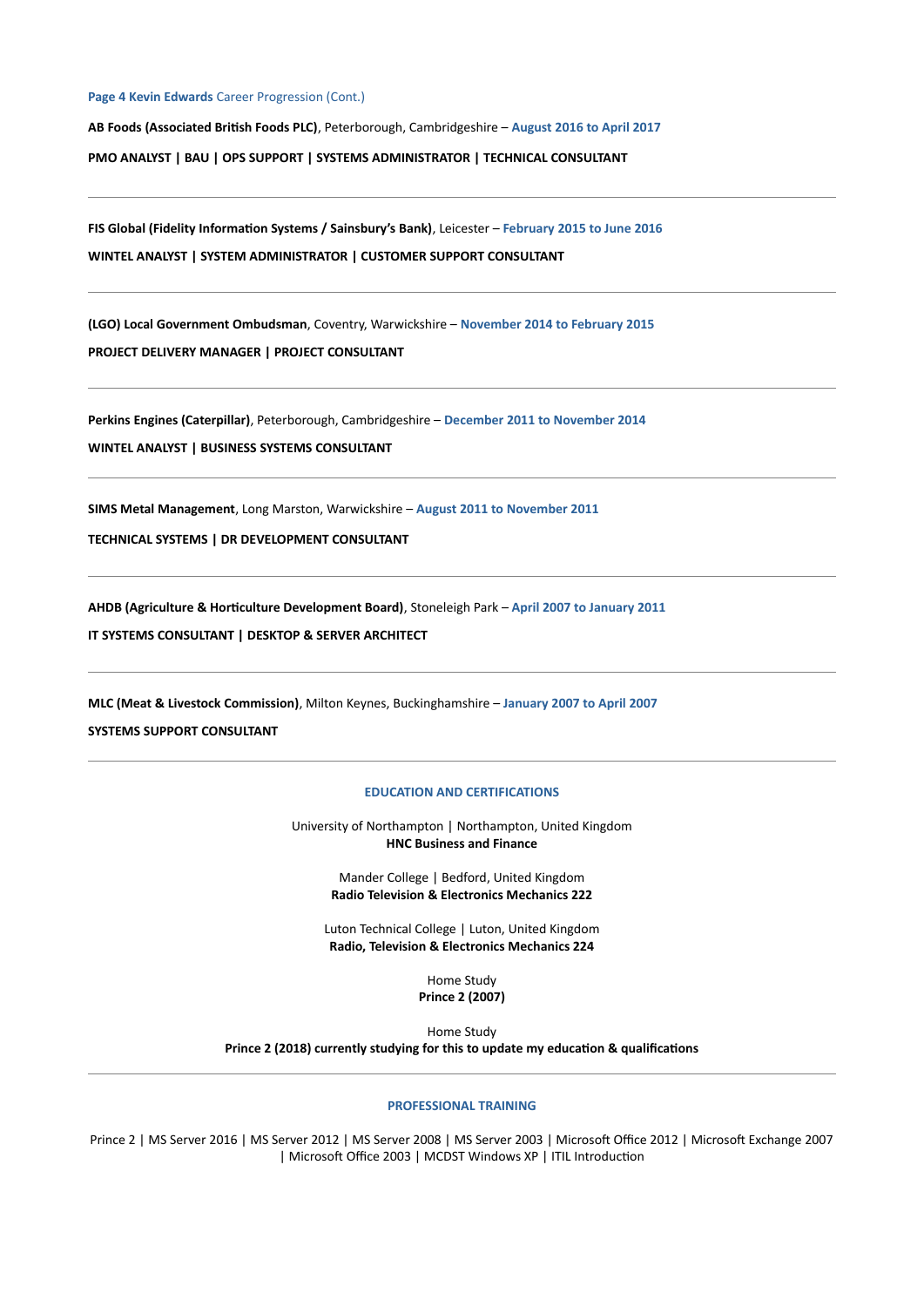**AB Foods (Associated British Foods PLC)**, Peterborough, Cambridgeshire – **August 2016 to April 2017**

**PMO ANALYST | BAU | OPS SUPPORT | SYSTEMS ADMINISTRATOR | TECHNICAL CONSULTANT**

---

**FIS Global (Fidelity Information Systems / Sainsbury's Bank)**, Leicester – **February 2015 to June 2016**

**WINTEL ANALYST | SYSTEM ADMINISTRATOR | CUSTOMER SUPPORT CONSULTANT**

---

**(LGO) Local Government Ombudsman**, Coventry, Warwickshire – **November 2014 to February 2015**

**PROJECT DELIVERY MANAGER | PROJECT CONSULTANT**

---

**Perkins Engines (Caterpillar)**, Peterborough, Cambridgeshire – **December 2011 to November 2014**

**WINTEL ANALYST | BUSINESS SYSTEMS CONSULTANT**

---

**SIMS Metal Management**, Long Marston, Warwickshire – **August 2011 to November 2011**

**TECHNICAL SYSTEMS | DR DEVELOPMENT CONSULTANT**

---

**AHDB (Agriculture & Horticulture Development Board)**, Stoneleigh Park – **April 2007 to January 2011**

**IT SYSTEMS CONSULTANT | DESKTOP & SERVER ARCHITECT**

---

**MLC (Meat & Livestock Commission)**, Milton Keynes, Buckinghamshire – **January 2007 to April 2007**

**SYSTEMS SUPPORT CONSULTANT**

---

## EDUCATION AND CERTIFICATIONS

University of Northampton | Northampton, United Kingdom
**HNC Business and Finance**

Mander College | Bedford, United Kingdom
**Radio Television & Electronics Mechanics 222**

Luton Technical College | Luton, United Kingdom
**Radio, Television & Electronics Mechanics 224**

Home Study
**Prince 2 (2007)**

Home Study
**Prince 2 (2018) currently studying for this to update my education & qualifications**

---

## PROFESSIONAL TRAINING

Prince 2 | MS Server 2016 | MS Server 2012 | MS Server 2008 | MS Server 2003 | Microsoft Office 2012 | Microsoft Exchange 2007 | Microsoft Office 2003 | MCDST Windows XP | ITIL Introduction